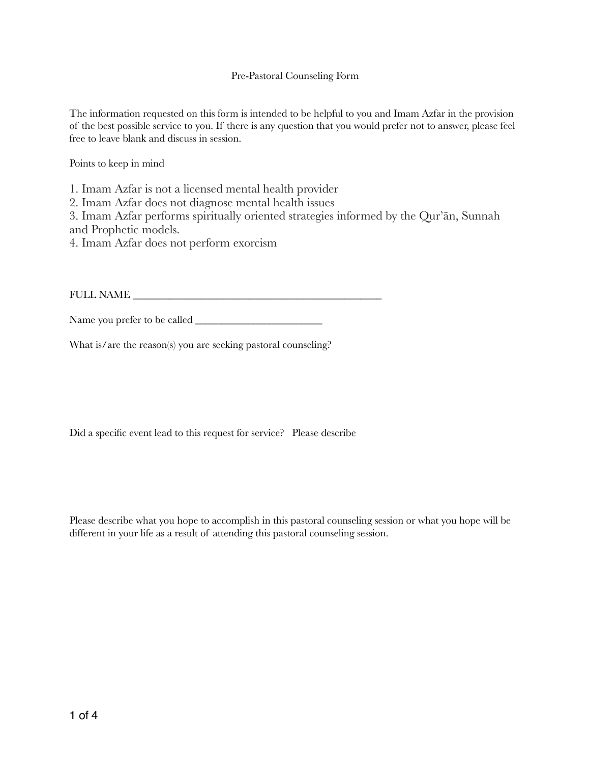# Pre-Pastoral Counseling Form

The information requested on this form is intended to be helpful to you and Imam Azfar in the provision of the best possible service to you. If there is any question that you would prefer not to answer, please feel free to leave blank and discuss in session.

Points to keep in mind

1. Imam Azfar is not a licensed mental health provider
2. Imam Azfar does not diagnose mental health issues
3. Imam Azfar performs spiritually oriented strategies informed by the Qur'ān, Sunnah and Prophetic models.
4. Imam Azfar does not perform exorcism

FULL NAME ______________________________________________

Name you prefer to be called ________________________

What is/are the reason(s) you are seeking pastoral counseling?

Did a specific event lead to this request for service? Please describe

Please describe what you hope to accomplish in this pastoral counseling session or what you hope will be different in your life as a result of attending this pastoral counseling session.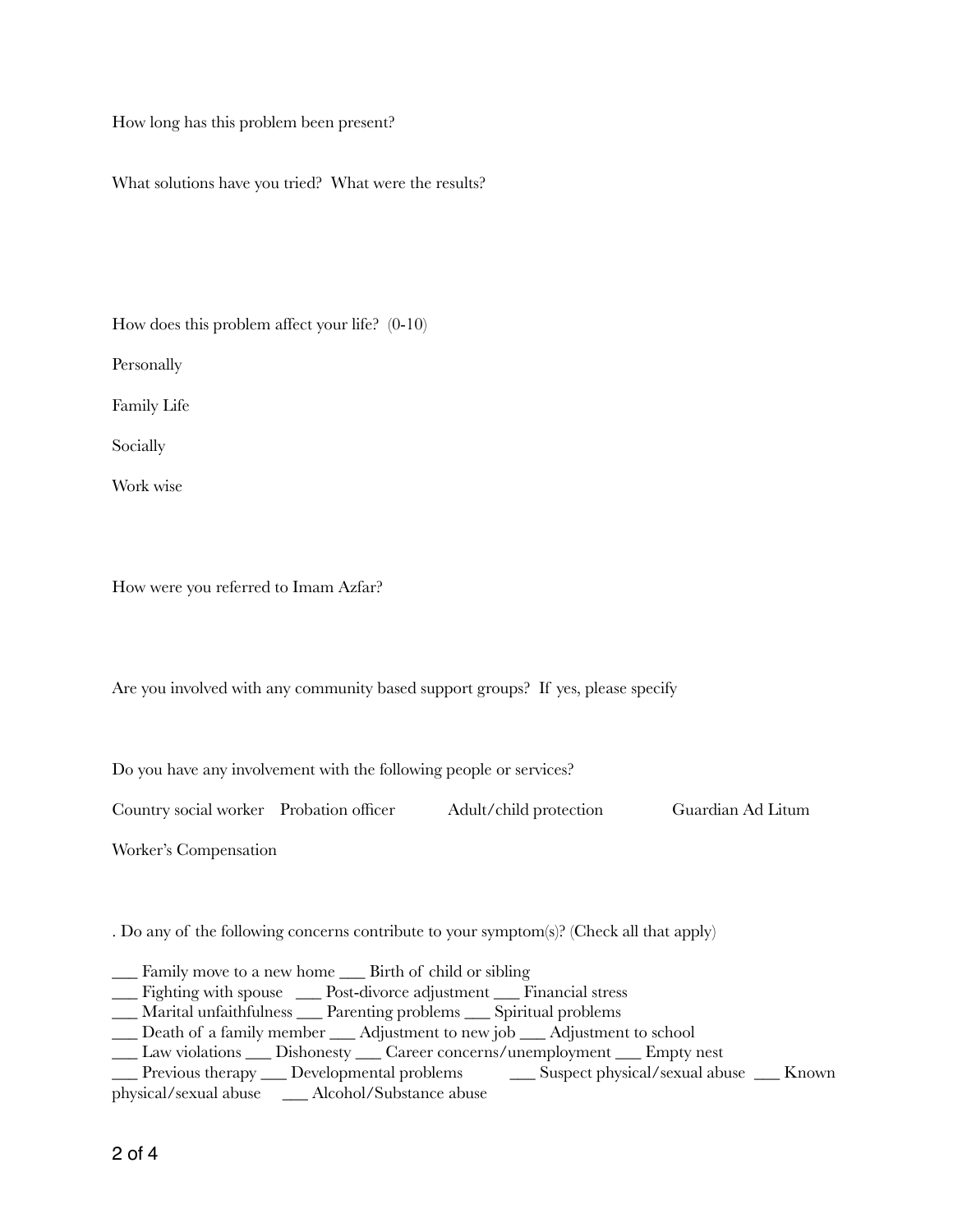How long has this problem been present?

What solutions have you tried?  What were the results?

How does this problem affect your life?  (0-10)

Personally

Family Life

Socially

Work wise

How were you referred to Imam Azfar?

Are you involved with any community based support groups?  If yes, please specify

Do you have any involvement with the following people or services?

Country social worker    Probation officer    Adult/child protection    Guardian Ad Litum

Worker's Compensation

. Do any of the following concerns contribute to your symptom(s)? (Check all that apply)

___ Family move to a new home ___ Birth of child or sibling
___ Fighting with spouse ___ Post-divorce adjustment ___ Financial stress
___ Marital unfaithfulness ___ Parenting problems ___ Spiritual problems
___ Death of a family member ___ Adjustment to new job ___ Adjustment to school
___ Law violations ___ Dishonesty ___ Career concerns/unemployment ___ Empty nest
___ Previous therapy ___ Developmental problems ___ Suspect physical/sexual abuse ___ Known physical/sexual abuse ___ Alcohol/Substance abuse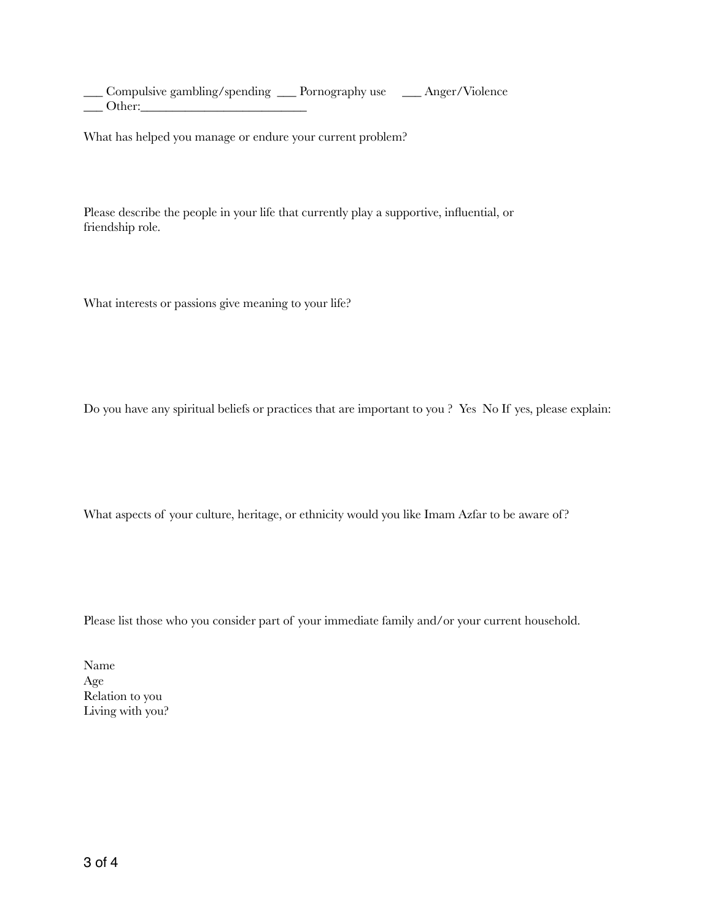___ Compulsive gambling/spending ___ Pornography use ___ Anger/Violence
___ Other:___________________________

What has helped you manage or endure your current problem?

Please describe the people in your life that currently play a supportive, influential, or friendship role.

What interests or passions give meaning to your life?

Do you have any spiritual beliefs or practices that are important to you ? Yes No If yes, please explain:

What aspects of your culture, heritage, or ethnicity would you like Imam Azfar to be aware of?

Please list those who you consider part of your immediate family and/or your current household.

Name
Age
Relation to you
Living with you?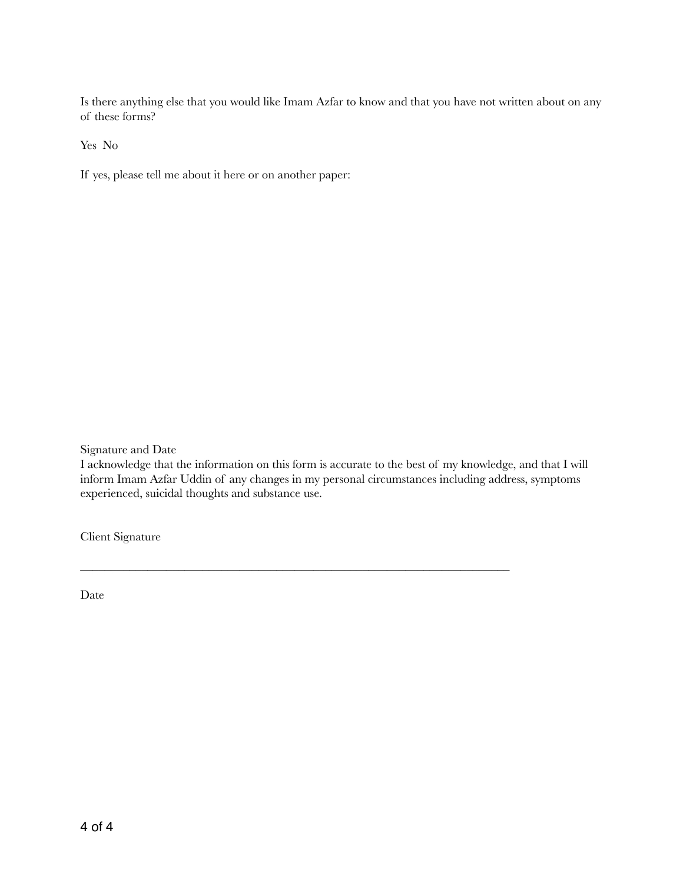Is there anything else that you would like Imam Azfar to know and that you have not written about on any of these forms?

Yes  No

If yes, please tell me about it here or on another paper:

Signature and Date

I acknowledge that the information on this form is accurate to the best of my knowledge, and that I will inform Imam Azfar Uddin of any changes in my personal circumstances including address, symptoms experienced, suicidal thoughts and substance use.

Client Signature

_______________________________________________________________________

Date